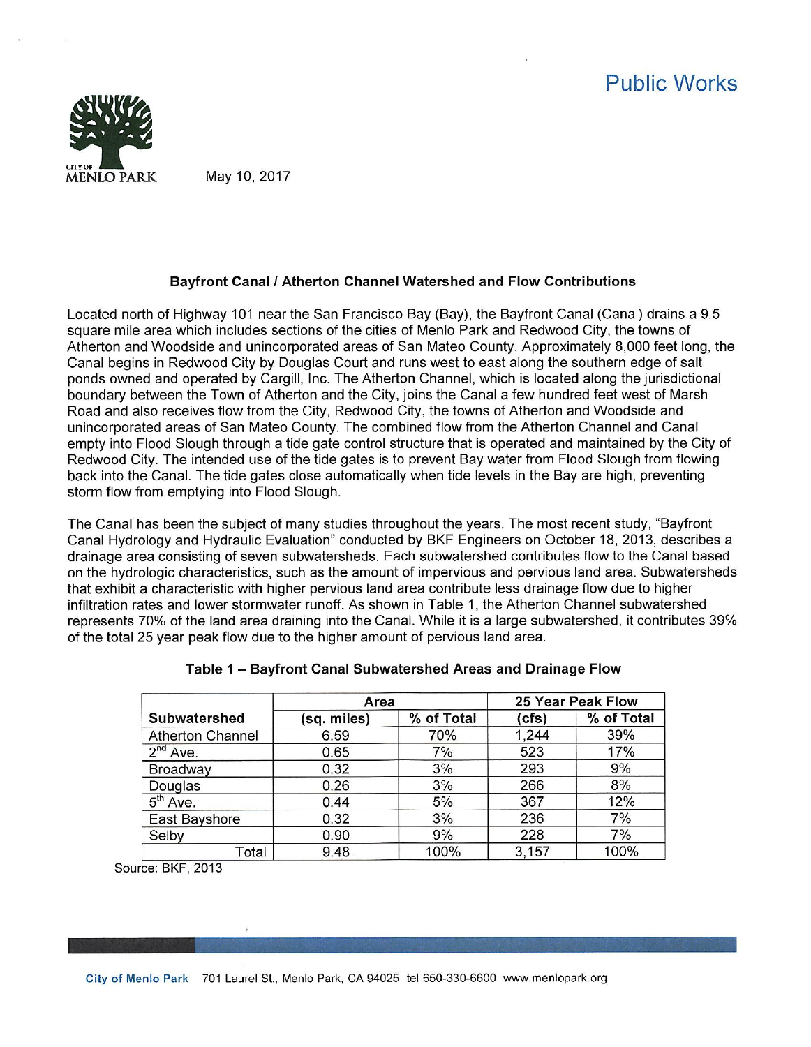Public Works

CITY OF MENLO PARK

May 10, 2017

### Bayfront Canal / Atherton Channel Watershed and Flow Contributions

Located north of Highway 101 near the San Francisco Bay (Bay), the Bayfront Canal (Canal) drains a 9.5 square mile area which includes sections of the cities of Menlo Park and Redwood City, the towns of Atherton and Woodside and unincorporated areas of San Mateo County. Approximately 8,000 feet long, the Canal begins in Redwood City by Douglas Court and runs west to east along the southern edge of salt ponds owned and operated by Cargill, Inc. The Atherton Channel, which is located along the jurisdictional boundary between the Town of Atherton and the City, joins the Canal a few hundred feet west of Marsh Road and also receives flow from the City, Redwood City, the towns of Atherton and Woodside and unincorporated areas of San Mateo County. The combined flow from the Atherton Channel and Canal empty into Flood Slough through a tide gate control structure that is operated and maintained by the City of Redwood City. The intended use of the tide gates is to prevent Bay water from Flood Slough from flowing back into the Canal. The tide gates close automatically when tide levels in the Bay are high, preventing storm flow from emptying into Flood Slough.

The Canal has been the subject of many studies throughout the years. The most recent study, "Bayfront Canal Hydrology and Hydraulic Evaluation" conducted by BKF Engineers on October 18, 2013, describes a drainage area consisting of seven subwatersheds. Each subwatershed contributes flow to the Canal based on the hydrologic characteristics, such as the amount of impervious and pervious land area. Subwatersheds that exhibit a characteristic with higher pervious land area contribute less drainage flow due to higher infiltration rates and lower stormwater runoff. As shown in Table 1, the Atherton Channel subwatershed represents 70% of the land area draining into the Canal. While it is a large subwatershed, it contributes 39% of the total 25 year peak flow due to the higher amount of pervious land area.

**Table 1 – Bayfront Canal Subwatershed Areas and Drainage Flow**

| | Area | | 25 Year Peak Flow | |
|---|---|---|---|---|
| **Subwatershed** | **(sq. miles)** | **% of Total** | **(cfs)** | **% of Total** |
| Atherton Channel | 6.59 | 70% | 1,244 | 39% |
| 2nd Ave. | 0.65 | 7% | 523 | 17% |
| Broadway | 0.32 | 3% | 293 | 9% |
| Douglas | 0.26 | 3% | 266 | 8% |
| 5th Ave. | 0.44 | 5% | 367 | 12% |
| East Bayshore | 0.32 | 3% | 236 | 7% |
| Selby | 0.90 | 9% | 228 | 7% |
| Total | 9.48 | 100% | 3,157 | 100% |

Source: BKF, 2013

City of Menlo Park 701 Laurel St., Menlo Park, CA 94025 tel 650-330-6600 www.menlopark.org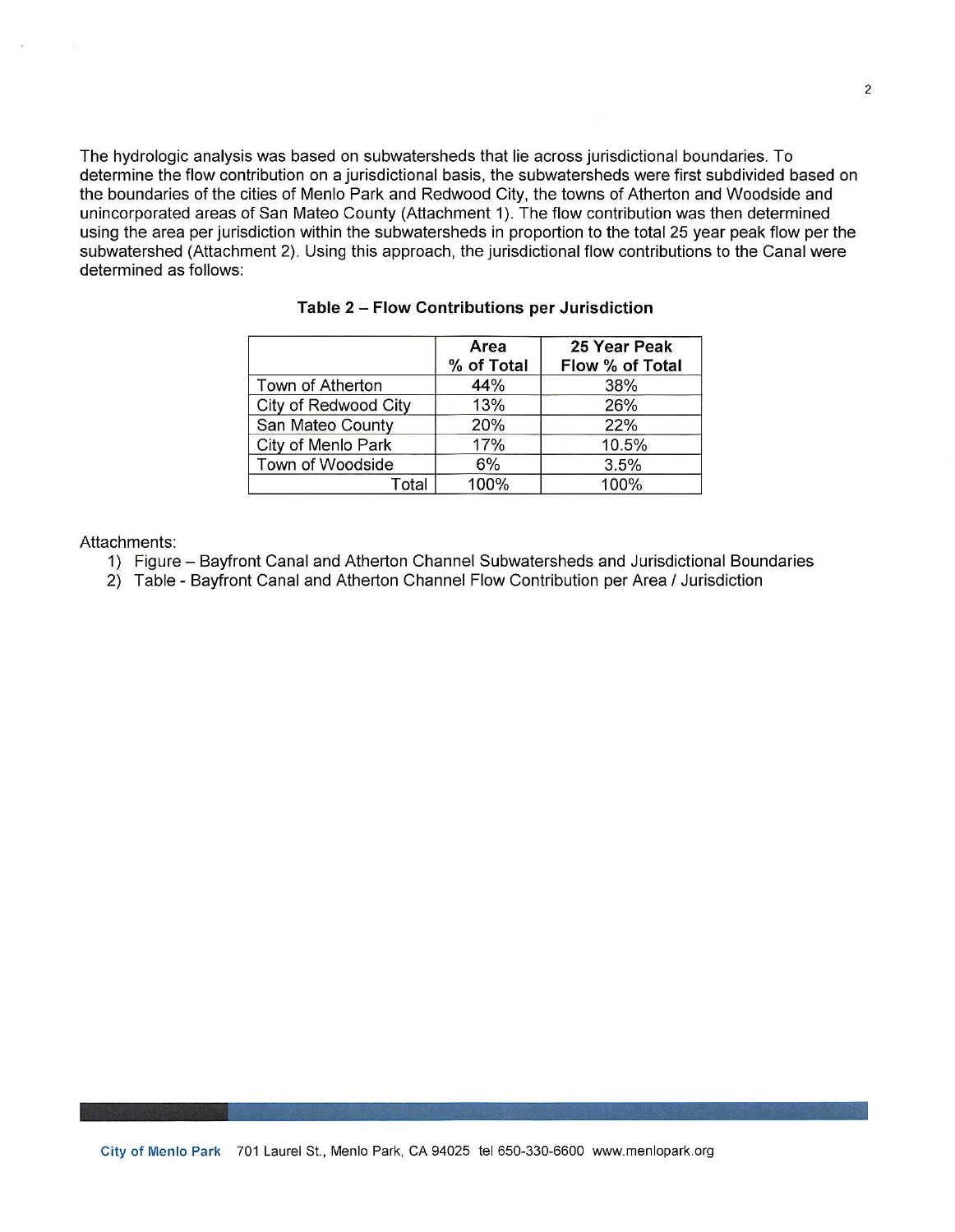The hydrologic analysis was based on subwatersheds that lie across jurisdictional boundaries. To determine the flow contribution on a jurisdictional basis, the subwatersheds were first subdivided based on the boundaries of the cities of Menlo Park and Redwood City, the towns of Atherton and Woodside and unincorporated areas of San Mateo County (Attachment 1). The flow contribution was then determined using the area per jurisdiction within the subwatersheds in proportion to the total 25 year peak flow per the subwatershed (Attachment 2). Using this approach, the jurisdictional flow contributions to the Canal were determined as follows:

**Table 2 – Flow Contributions per Jurisdiction**

| | Area % of Total | 25 Year Peak Flow % of Total |
|---|---|---|
| Town of Atherton | 44% | 38% |
| City of Redwood City | 13% | 26% |
| San Mateo County | 20% | 22% |
| City of Menlo Park | 17% | 10.5% |
| Town of Woodside | 6% | 3.5% |
| Total | 100% | 100% |

Attachments:

1) Figure – Bayfront Canal and Atherton Channel Subwatersheds and Jurisdictional Boundaries
2) Table - Bayfront Canal and Atherton Channel Flow Contribution per Area / Jurisdiction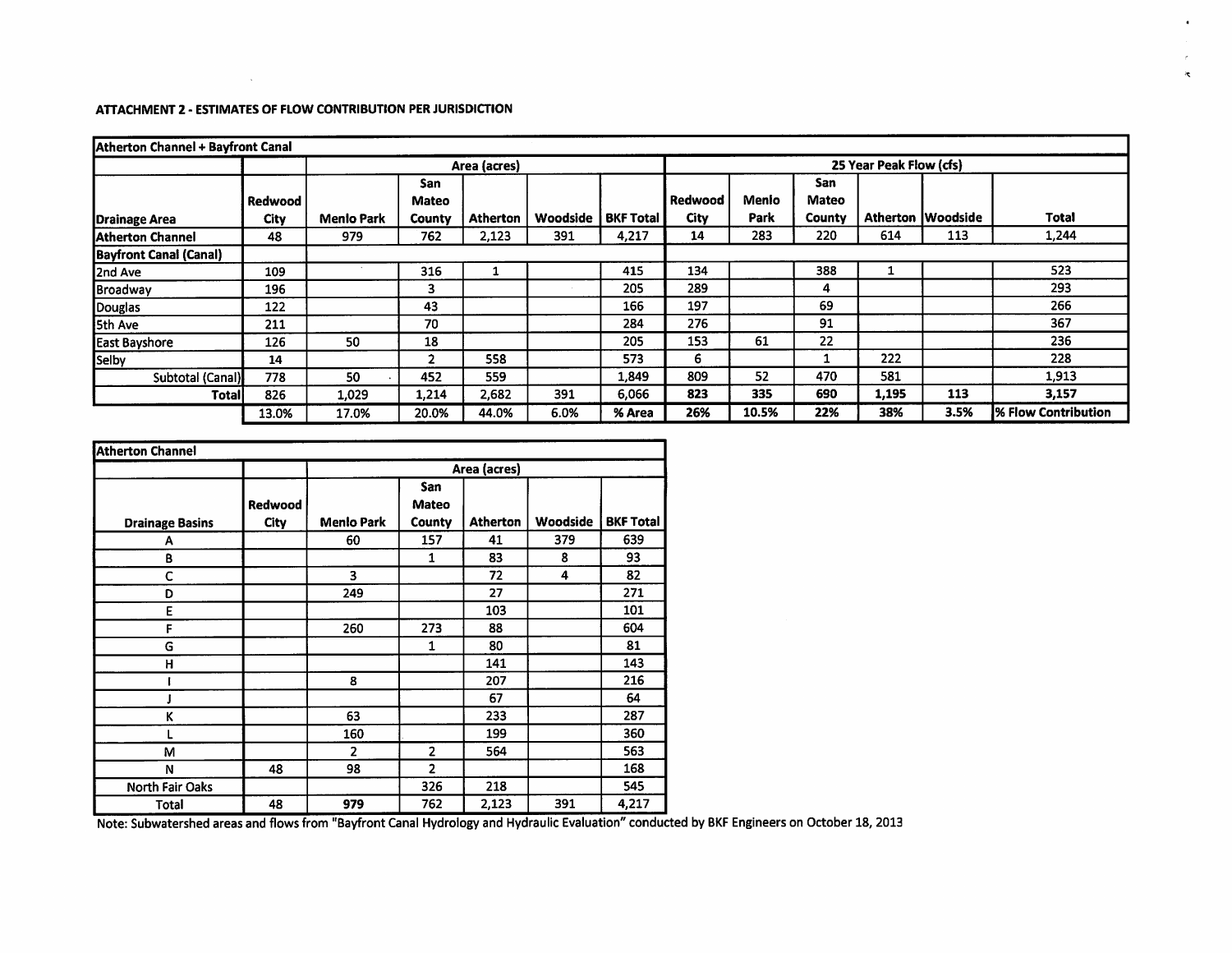**ATTACHMENT 2 - ESTIMATES OF FLOW CONTRIBUTION PER JURISDICTION**

| Atherton Channel + Bayfront Canal | | | | | | | | | | | | |
|---|---|---|---|---|---|---|---|---|---|---|---|---|
| | | Area (acres) | | | | | 25 Year Peak Flow (cfs) | | | | | |
| Drainage Area | Redwood City | Menlo Park | San Mateo County | Atherton | Woodside | BKF Total | Redwood City | Menlo Park | San Mateo County | Atherton | Woodside | Total |
| Atherton Channel | 48 | 979 | 762 | 2,123 | 391 | 4,217 | 14 | 283 | 220 | 614 | 113 | 1,244 |
| Bayfront Canal (Canal) | | | | | | | | | | | | |
| 2nd Ave | 109 | | 316 | 1 | | 415 | 134 | | 388 | 1 | | 523 |
| Broadway | 196 | | 3 | | | 205 | 289 | | 4 | | | 293 |
| Douglas | 122 | | 43 | | | 166 | 197 | | 69 | | | 266 |
| 5th Ave | 211 | | 70 | | | 284 | 276 | | 91 | | | 367 |
| East Bayshore | 126 | 50 | 18 | | | 205 | 153 | 61 | 22 | | | 236 |
| Selby | 14 | | 2 | 558 | | 573 | 6 | | 1 | 222 | | 228 |
| Subtotal (Canal) | 778 | 50 | 452 | 559 | | 1,849 | 809 | 52 | 470 | 581 | | 1,913 |
| Total | 826 | 1,029 | 1,214 | 2,682 | 391 | 6,066 | 823 | 335 | 690 | 1,195 | 113 | 3,157 |
| | 13.0% | 17.0% | 20.0% | 44.0% | 6.0% | % Area | 26% | 10.5% | 22% | 38% | 3.5% | % Flow Contribution |

| Atherton Channel | | | | | | |
|---|---|---|---|---|---|---|
| | | Area (acres) | | | | |
| Drainage Basins | Redwood City | Menlo Park | San Mateo County | Atherton | Woodside | BKF Total |
| A | | 60 | 157 | 41 | 379 | 639 |
| B | | | 1 | 83 | 8 | 93 |
| C | | 3 | | 72 | 4 | 82 |
| D | | 249 | | 27 | | 271 |
| E | | | | 103 | | 101 |
| F | | 260 | 273 | 88 | | 604 |
| G | | | 1 | 80 | | 81 |
| H | | | | 141 | | 143 |
| I | | 8 | | 207 | | 216 |
| J | | | | 67 | | 64 |
| K | | 63 | | 233 | | 287 |
| L | | 160 | | 199 | | 360 |
| M | | 2 | 2 | 564 | | 563 |
| N | 48 | 98 | 2 | | | 168 |
| North Fair Oaks | | | 326 | 218 | | 545 |
| Total | 48 | 979 | 762 | 2,123 | 391 | 4,217 |

Note: Subwatershed areas and flows from "Bayfront Canal Hydrology and Hydraulic Evaluation" conducted by BKF Engineers on October 18, 2013